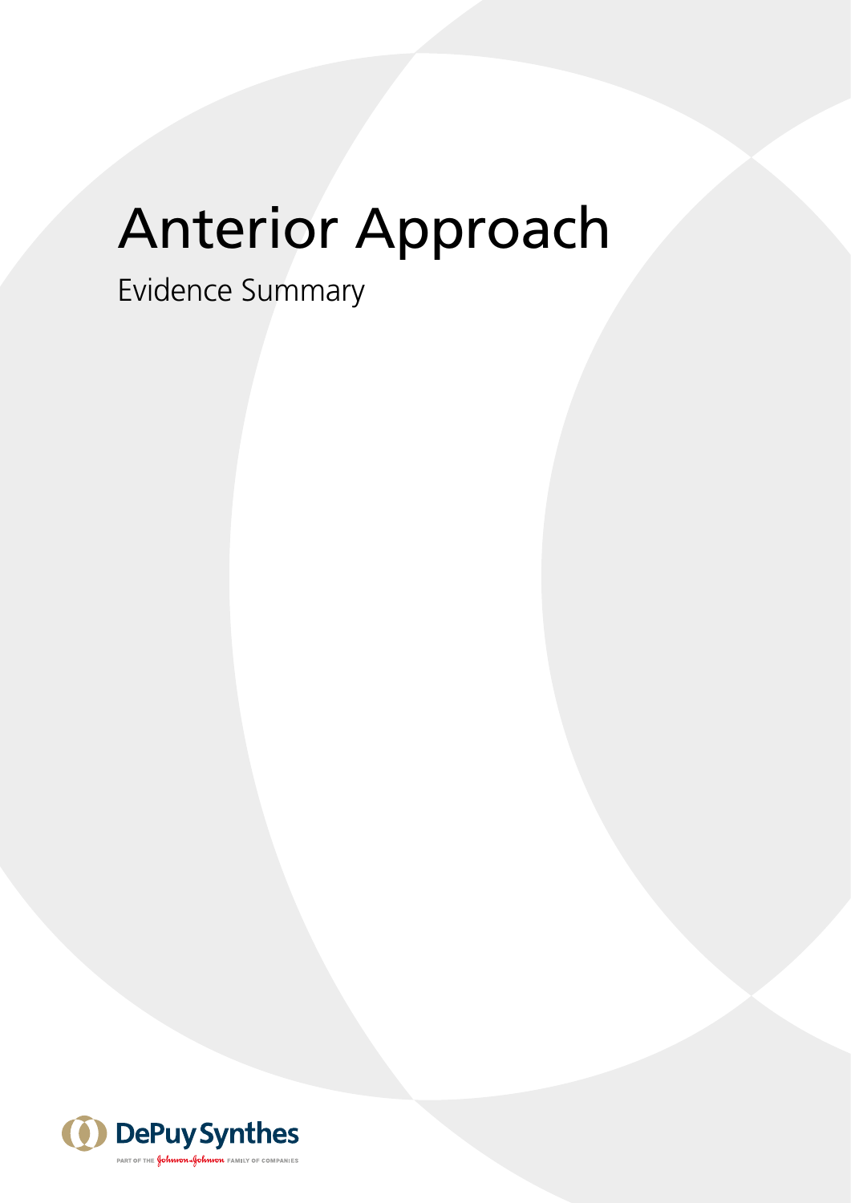# Anterior Approach

Evidence Summary

DePuy Synthes

PART OF THE Johnson & Johnson FAMILY OF COMPANIES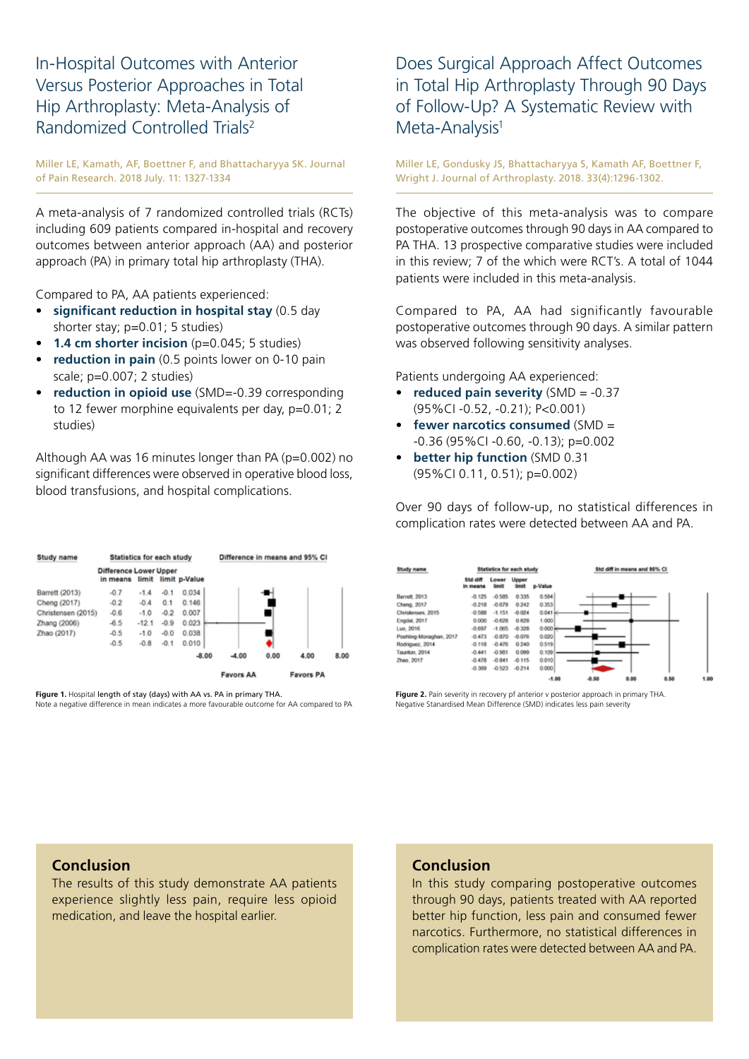## In-Hospital Outcomes with Anterior Versus Posterior Approaches in Total Hip Arthroplasty: Meta-Analysis of Randomized Controlled Trials[2]

Miller LE, Kamath, AF, Boettner F, and Bhattacharyya SK. Journal of Pain Research. 2018 July. 11: 1327-1334

A meta-analysis of 7 randomized controlled trials (RCTs) including 609 patients compared in-hospital and recovery outcomes between anterior approach (AA) and posterior approach (PA) in primary total hip arthroplasty (THA).

Compared to PA, AA patients experienced:

- **significant reduction in hospital stay** (0.5 day shorter stay; p=0.01; 5 studies)
- **1.4 cm shorter incision** (p=0.045; 5 studies)
- **reduction in pain** (0.5 points lower on 0-10 pain scale; p=0.007; 2 studies)
- **reduction in opioid use** (SMD=-0.39 corresponding to 12 fewer morphine equivalents per day, p=0.01; 2 studies)

Although AA was 16 minutes longer than PA (p=0.002) no significant differences were observed in operative blood loss, blood transfusions, and hospital complications.

| Study name | Difference in means | Lower limit | Upper limit | p-Value |
|---|---|---|---|---|
| Barrett (2013) | -0.7 | -1.4 | -0.1 | 0.034 |
| Cheng (2017) | -0.2 | -0.4 | 0.1 | 0.146 |
| Christensen (2015) | -0.6 | -1.0 | -0.2 | 0.007 |
| Zhang (2006) | -6.5 | -12.1 | -0.9 | 0.023 |
| Zhao (2017) | -0.5 | -1.0 | -0.0 | 0.038 |
| | -0.5 | -0.8 | -0.1 | 0.010 |

Difference in means and 95% CI: -8.00, -4.00, 0.00, 4.00, 8.00 — Favors AA / Favors PA

**Figure 1.** Hospital length of stay (days) with AA vs. PA in primary THA.
Note a negative difference in mean indicates a more favourable outcome for AA compared to PA

### Conclusion

The results of this study demonstrate AA patients experience slightly less pain, require less opioid medication, and leave the hospital earlier.

## Does Surgical Approach Affect Outcomes in Total Hip Arthroplasty Through 90 Days of Follow-Up? A Systematic Review with Meta-Analysis[1]

Miller LE, Gondusky JS, Bhattacharyya S, Kamath AF, Boettner F, Wright J. Journal of Arthroplasty. 2018. 33(4):1296-1302.

The objective of this meta-analysis was to compare postoperative outcomes through 90 days in AA compared to PA THA. 13 prospective comparative studies were included in this review; 7 of the which were RCT's. A total of 1044 patients were included in this meta-analysis.

Compared to PA, AA had significantly favourable postoperative outcomes through 90 days. A similar pattern was observed following sensitivity analyses.

Patients undergoing AA experienced:

- **reduced pain severity** (SMD = -0.37 (95%CI -0.52, -0.21); P<0.001)
- **fewer narcotics consumed** (SMD = -0.36 (95%CI -0.60, -0.13); p=0.002
- **better hip function** (SMD 0.31 (95%CI 0.11, 0.51); p=0.002)

Over 90 days of follow-up, no statistical differences in complication rates were detected between AA and PA.

| Study name | Std diff in means | Lower limit | Upper limit | p-Value |
|---|---|---|---|---|
| Barrett, 2013 | -0.125 | -0.585 | 0.335 | 0.594 |
| Cheng, 2017 | -0.218 | -0.679 | 0.242 | 0.353 |
| Christensen, 2015 | -0.588 | -1.151 | -0.024 | 0.041 |
| Engdal, 2017 | 0.000 | -0.628 | 0.628 | 1.000 |
| Luo, 2016 | -0.697 | -1.065 | -0.328 | 0.000 |
| Poehling-Monaghan, 2017 | -0.473 | -0.870 | -0.076 | 0.020 |
| Rodriguez, 2014 | -0.118 | -0.476 | 0.240 | 0.519 |
| Taunton, 2014 | -0.441 | -0.981 | 0.099 | 0.109 |
| Zhao, 2017 | -0.478 | -0.841 | -0.115 | 0.010 |
| | -0.369 | -0.523 | -0.214 | 0.000 |

Std diff in means and 95% CI: -1.00, -0.50, 0.00, 0.50, 1.00

**Figure 2.** Pain severity in recovery pf anterior v posterior approach in primary THA.
Negative Stanardised Mean Difference (SMD) indicates less pain severity

### Conclusion

In this study comparing postoperative outcomes through 90 days, patients treated with AA reported better hip function, less pain and consumed fewer narcotics. Furthermore, no statistical differences in complication rates were detected between AA and PA.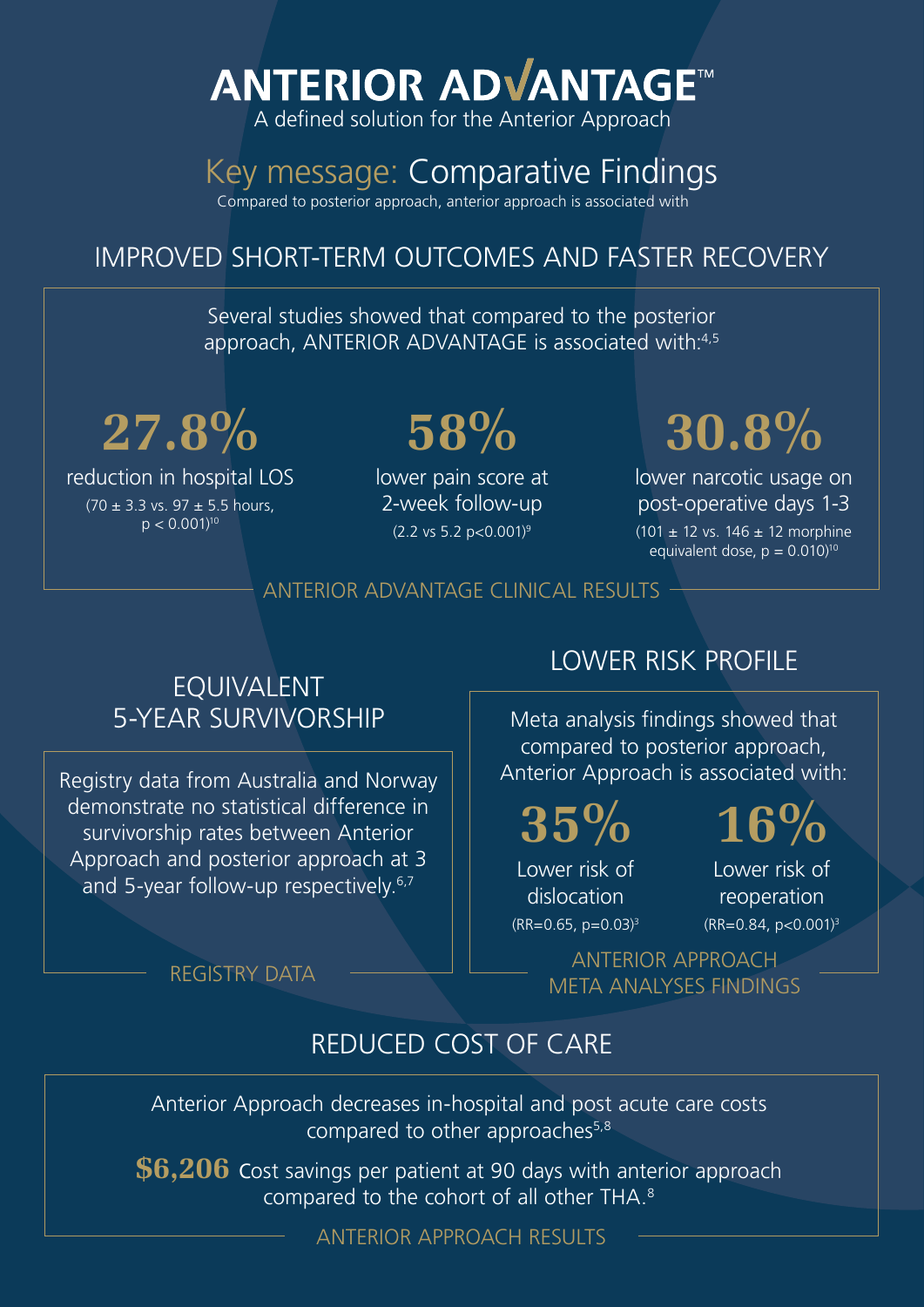# ANTERIOR ADVANTAGE™

A defined solution for the Anterior Approach

## Key message: Comparative Findings

Compared to posterior approach, anterior approach is associated with

### IMPROVED SHORT-TERM OUTCOMES AND FASTER RECOVERY

Several studies showed that compared to the posterior approach, ANTERIOR ADVANTAGE is associated with:[4,5]

**27.8%**

reduction in hospital LOS

(70 ± 3.3 vs. 97 ± 5.5 hours, $p < 0.001$)[10]

**58%**

lower pain score at 2-week follow-up

(2.2 vs 5.2 $p<0.001$)[9]

**30.8%**

lower narcotic usage on post-operative days 1-3

(101 ± 12 vs. 146 ± 12 morphine equivalent dose, $p = 0.010$)[10]

ANTERIOR ADVANTAGE CLINICAL RESULTS

### EQUIVALENT 5-YEAR SURVIVORSHIP

Registry data from Australia and Norway demonstrate no statistical difference in survivorship rates between Anterior Approach and posterior approach at 3 and 5-year follow-up respectively.[6,7]

REGISTRY DATA

### LOWER RISK PROFILE

Meta analysis findings showed that compared to posterior approach, Anterior Approach is associated with:

**35%**

Lower risk of dislocation

(RR=0.65, $p=0.03$)[3]

**16%**

Lower risk of reoperation

(RR=0.84, $p<0.001$)[3]

ANTERIOR APPROACH META ANALYSES FINDINGS

### REDUCED COST OF CARE

Anterior Approach decreases in-hospital and post acute care costs compared to other approaches[5,8]

**$6,206** Cost savings per patient at 90 days with anterior approach compared to the cohort of all other THA.[8]

ANTERIOR APPROACH RESULTS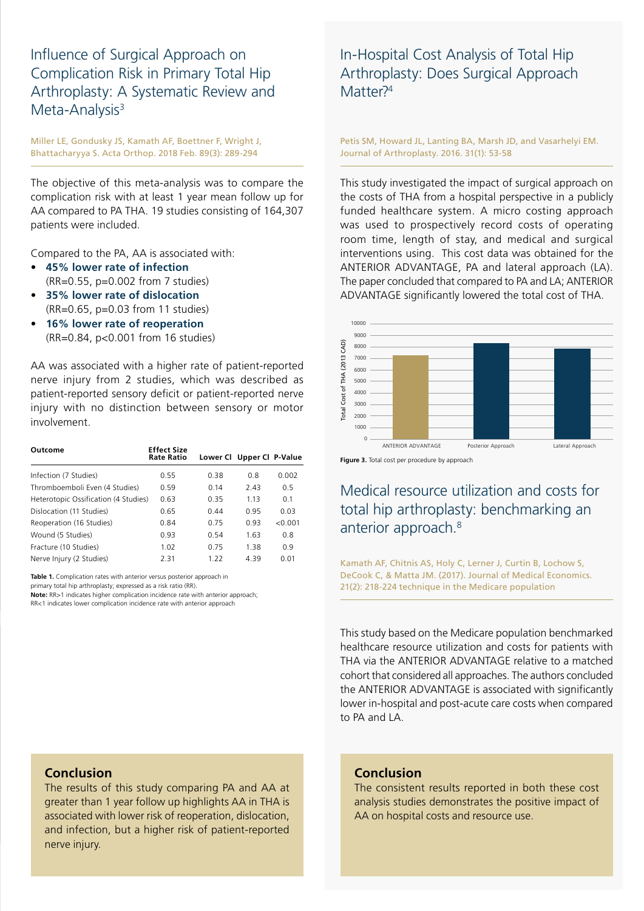## Influence of Surgical Approach on Complication Risk in Primary Total Hip Arthroplasty: A Systematic Review and Meta-Analysis[3]

Miller LE, Gondusky JS, Kamath AF, Boettner F, Wright J, Bhattacharyya S. Acta Orthop. 2018 Feb. 89(3): 289-294

The objective of this meta-analysis was to compare the complication risk with at least 1 year mean follow up for AA compared to PA THA. 19 studies consisting of 164,307 patients were included.

Compared to the PA, AA is associated with:

- **45% lower rate of infection** (RR=0.55, p=0.002 from 7 studies)
- **35% lower rate of dislocation** (RR=0.65, p=0.03 from 11 studies)
- **16% lower rate of reoperation** (RR=0.84, p<0.001 from 16 studies)

AA was associated with a higher rate of patient-reported nerve injury from 2 studies, which was described as patient-reported sensory deficit or patient-reported nerve injury with no distinction between sensory or motor involvement.

| Outcome | Effect Size Rate Ratio | Lower CI | Upper CI | P-Value |
|---|---|---|---|---|
| Infection (7 Studies) | 0.55 | 0.38 | 0.8 | 0.002 |
| Thromboemboli Even (4 Studies) | 0.59 | 0.14 | 2.43 | 0.5 |
| Heterotopic Ossification (4 Studies) | 0.63 | 0.35 | 1.13 | 0.1 |
| Dislocation (11 Studies) | 0.65 | 0.44 | 0.95 | 0.03 |
| Reoperation (16 Studies) | 0.84 | 0.75 | 0.93 | <0.001 |
| Wound (5 Studies) | 0.93 | 0.54 | 1.63 | 0.8 |
| Fracture (10 Studies) | 1.02 | 0.75 | 1.38 | 0.9 |
| Nerve Injury (2 Studies) | 2.31 | 1.22 | 4.39 | 0.01 |

**Table 1.** Complication rates with anterior versus posterior approach in primary total hip arthroplasty; expressed as a risk ratio (RR).
**Note:** RR>1 indicates higher complication incidence rate with anterior approach; RR<1 indicates lower complication incidence rate with anterior approach

### Conclusion

The results of this study comparing PA and AA at greater than 1 year follow up highlights AA in THA is associated with lower risk of reoperation, dislocation, and infection, but a higher risk of patient-reported nerve injury.

## In-Hospital Cost Analysis of Total Hip Arthroplasty: Does Surgical Approach Matter?[4]

Petis SM, Howard JL, Lanting BA, Marsh JD, and Vasarhelyi EM. Journal of Arthroplasty. 2016. 31(1): 53-58

This study investigated the impact of surgical approach on the costs of THA from a hospital perspective in a publicly funded healthcare system. A micro costing approach was used to prospectively record costs of operating room time, length of stay, and medical and surgical interventions using. This cost data was obtained for the ANTERIOR ADVANTAGE, PA and lateral approach (LA). The paper concluded that compared to PA and LA; ANTERIOR ADVANTAGE significantly lowered the total cost of THA.

**Figure 3.** Total cost per procedure by approach

## Medical resource utilization and costs for total hip arthroplasty: benchmarking an anterior approach.[8]

Kamath AF, Chitnis AS, Holy C, Lerner J, Curtin B, Lochow S, DeCook C, & Matta JM. (2017). Journal of Medical Economics. 21(2): 218-224 technique in the Medicare population

This study based on the Medicare population benchmarked healthcare resource utilization and costs for patients with THA via the ANTERIOR ADVANTAGE relative to a matched cohort that considered all approaches. The authors concluded the ANTERIOR ADVANTAGE is associated with significantly lower in-hospital and post-acute care costs when compared to PA and LA.

### Conclusion

The consistent results reported in both these cost analysis studies demonstrates the positive impact of AA on hospital costs and resource use.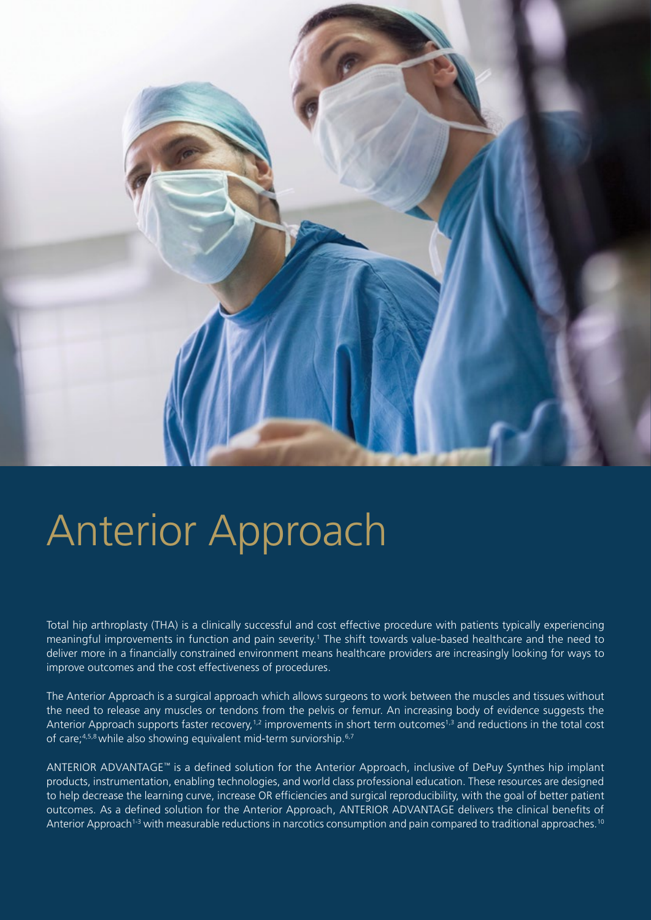# Anterior Approach

Total hip arthroplasty (THA) is a clinically successful and cost effective procedure with patients typically experiencing meaningful improvements in function and pain severity.[1] The shift towards value-based healthcare and the need to deliver more in a financially constrained environment means healthcare providers are increasingly looking for ways to improve outcomes and the cost effectiveness of procedures.

The Anterior Approach is a surgical approach which allows surgeons to work between the muscles and tissues without the need to release any muscles or tendons from the pelvis or femur. An increasing body of evidence suggests the Anterior Approach supports faster recovery,[1,2] improvements in short term outcomes[1,3] and reductions in the total cost of care;[4,5,8] while also showing equivalent mid-term surviorship.[6,7]

ANTERIOR ADVANTAGE™ is a defined solution for the Anterior Approach, inclusive of DePuy Synthes hip implant products, instrumentation, enabling technologies, and world class professional education. These resources are designed to help decrease the learning curve, increase OR efficiencies and surgical reproducibility, with the goal of better patient outcomes. As a defined solution for the Anterior Approach, ANTERIOR ADVANTAGE delivers the clinical benefits of Anterior Approach[1-3] with measurable reductions in narcotics consumption and pain compared to traditional approaches.[10]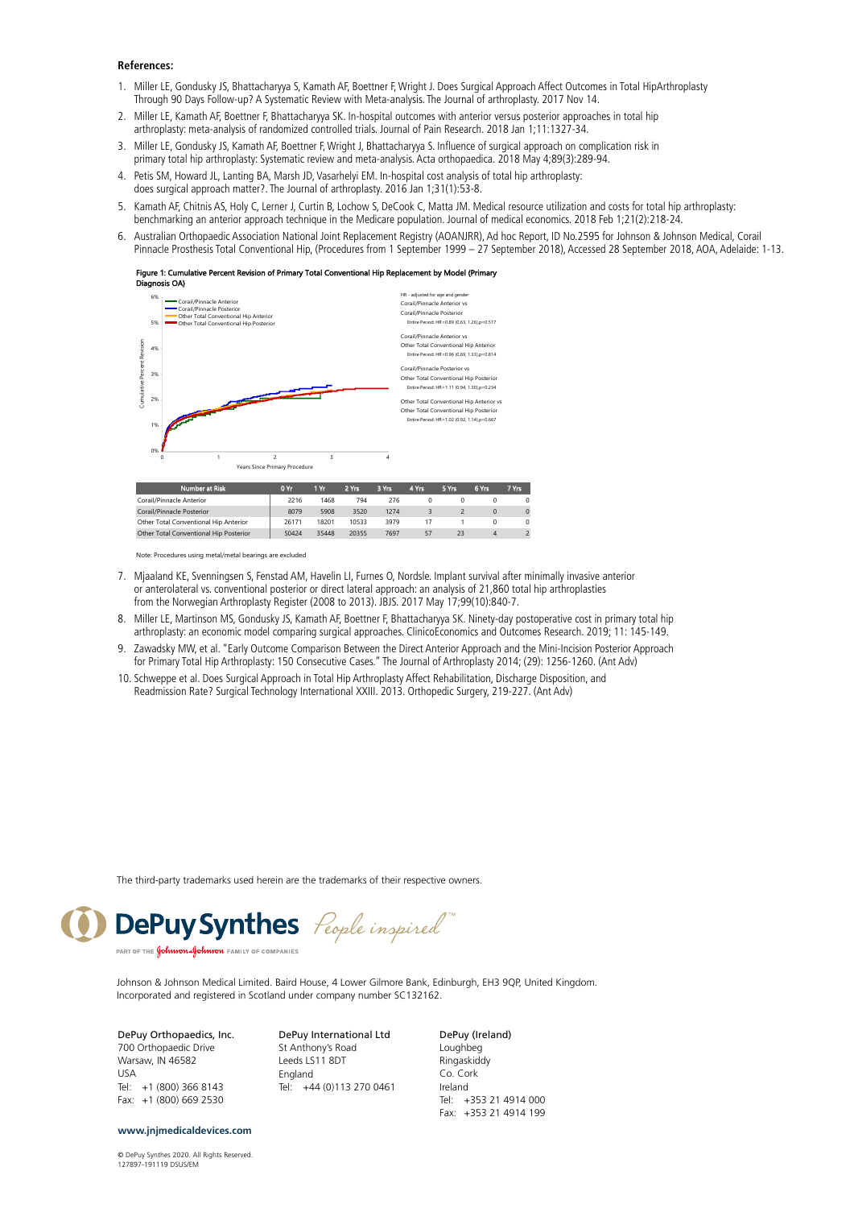**References:**

1. Miller LE, Gondusky JS, Bhattacharyya S, Kamath AF, Boettner F, Wright J. Does Surgical Approach Affect Outcomes in Total HipArthroplasty Through 90 Days Follow-up? A Systematic Review with Meta-analysis. The Journal of arthroplasty. 2017 Nov 14.
2. Miller LE, Kamath AF, Boettner F, Bhattacharyya SK. In-hospital outcomes with anterior versus posterior approaches in total hip arthroplasty: meta-analysis of randomized controlled trials. Journal of Pain Research. 2018 Jan 1;11:1327-34.
3. Miller LE, Gondusky JS, Kamath AF, Boettner F, Wright J, Bhattacharyya S. Influence of surgical approach on complication risk in primary total hip arthroplasty: Systematic review and meta-analysis. Acta orthopaedica. 2018 May 4;89(3):289-94.
4. Petis SM, Howard JL, Lanting BA, Marsh JD, Vasarhelyi EM. In-hospital cost analysis of total hip arthroplasty: does surgical approach matter?. The Journal of arthroplasty. 2016 Jan 1;31(1):53-8.
5. Kamath AF, Chitnis AS, Holy C, Lerner J, Curtin B, Lochow S, DeCook C, Matta JM. Medical resource utilization and costs for total hip arthroplasty: benchmarking an anterior approach technique in the Medicare population. Journal of medical economics. 2018 Feb 1;21(2):218-24.
6. Australian Orthopaedic Association National Joint Replacement Registry (AOANJRR), Ad hoc Report, ID No.2595 for Johnson & Johnson Medical, Corail Pinnacle Prosthesis Total Conventional Hip, (Procedures from 1 September 1999 – 27 September 2018), Accessed 28 September 2018, AOA, Adelaide: 1-13.

**Figure 1: Cumulative Percent Revision of Primary Total Conventional Hip Replacement by Model (Primary Diagnosis OA)**

Corail/Pinnacle Anterior
Corail/Pinnacle Posterior
Other Total Conventional Hip Anterior
Other Total Conventional Hip Posterior

Cumulative Percent Revision
0% 1% 2% 3% 4% 5% 6%
0 1 2 3 4
Years Since Primary Procedure

HR - adjusted for age and gender
Corail/Pinnacle Anterior vs Corail/Pinnacle Posterior
Entire Period: HR=0.89 (0.63, 1.26),p=0.517
Corail/Pinnacle Anterior vs Other Total Conventional Hip Anterior
Entire Period: HR=0.96 (0.69, 1.33),p=0.814
Corail/Pinnacle Posterior vs Other Total Conventional Hip Posterior
Entire Period: HR=1.11 (0.94, 1.30),p=0.234
Other Total Conventional Hip Anterior vs Other Total Conventional Hip Posterior
Entire Period: HR=1.02 (0.92, 1.14),p=0.667

| Number at Risk | 0 Yr | 1 Yr | 2 Yrs | 3 Yrs | 4 Yrs | 5 Yrs | 6 Yrs | 7 Yrs |
|---|---|---|---|---|---|---|---|---|
| Corail/Pinnacle Anterior | 2216 | 1468 | 794 | 276 | 0 | 0 | 0 | 0 |
| Corail/Pinnacle Posterior | 8079 | 5908 | 3520 | 1274 | 3 | 2 | 0 | 0 |
| Other Total Conventional Hip Anterior | 26171 | 18201 | 10533 | 3979 | 17 | 1 | 0 | 0 |
| Other Total Conventional Hip Posterior | 50424 | 35448 | 20355 | 7697 | 57 | 23 | 4 | 2 |

Note: Procedures using metal/metal bearings are excluded

7. Mjaaland KE, Svenningsen S, Fenstad AM, Havelin LI, Furnes O, Nordsle. Implant survival after minimally invasive anterior or anterolateral vs. conventional posterior or direct lateral approach: an analysis of 21,860 total hip arthroplasties from the Norwegian Arthroplasty Register (2008 to 2013). JBJS. 2017 May 17;99(10):840-7.
8. Miller LE, Martinson MS, Gondusky JS, Kamath AF, Boettner F, Bhattacharyya SK. Ninety-day postoperative cost in primary total hip arthroplasty: an economic model comparing surgical approaches. ClinicoEconomics and Outcomes Research. 2019; 11: 145-149.
9. Zawadsky MW, et al. "Early Outcome Comparison Between the Direct Anterior Approach and the Mini-Incision Posterior Approach for Primary Total Hip Arthroplasty: 150 Consecutive Cases." The Journal of Arthroplasty 2014; (29): 1256-1260. (Ant Adv)
10. Schweppe et al. Does Surgical Approach in Total Hip Arthroplasty Affect Rehabilitation, Discharge Disposition, and Readmission Rate? Surgical Technology International XXIII. 2013. Orthopedic Surgery, 219-227. (Ant Adv)

The third-party trademarks used herein are the trademarks of their respective owners.

DePuy Synthes People inspired™
PART OF THE Johnson & Johnson FAMILY OF COMPANIES

Johnson & Johnson Medical Limited. Baird House, 4 Lower Gilmore Bank, Edinburgh, EH3 9QP, United Kingdom. Incorporated and registered in Scotland under company number SC132162.

DePuy Orthopaedics, Inc.
700 Orthopaedic Drive
Warsaw, IN 46582
USA
Tel: +1 (800) 366 8143
Fax: +1 (800) 669 2530

DePuy International Ltd
St Anthony's Road
Leeds LS11 8DT
England
Tel: +44 (0)113 270 0461

DePuy (Ireland)
Loughbeg
Ringaskiddy
Co. Cork
Ireland
Tel: +353 21 4914 000
Fax: +353 21 4914 199

**www.jnjmedicaldevices.com**

© DePuy Synthes 2020. All Rights Reserved.
127897-191119 DSUS/EM